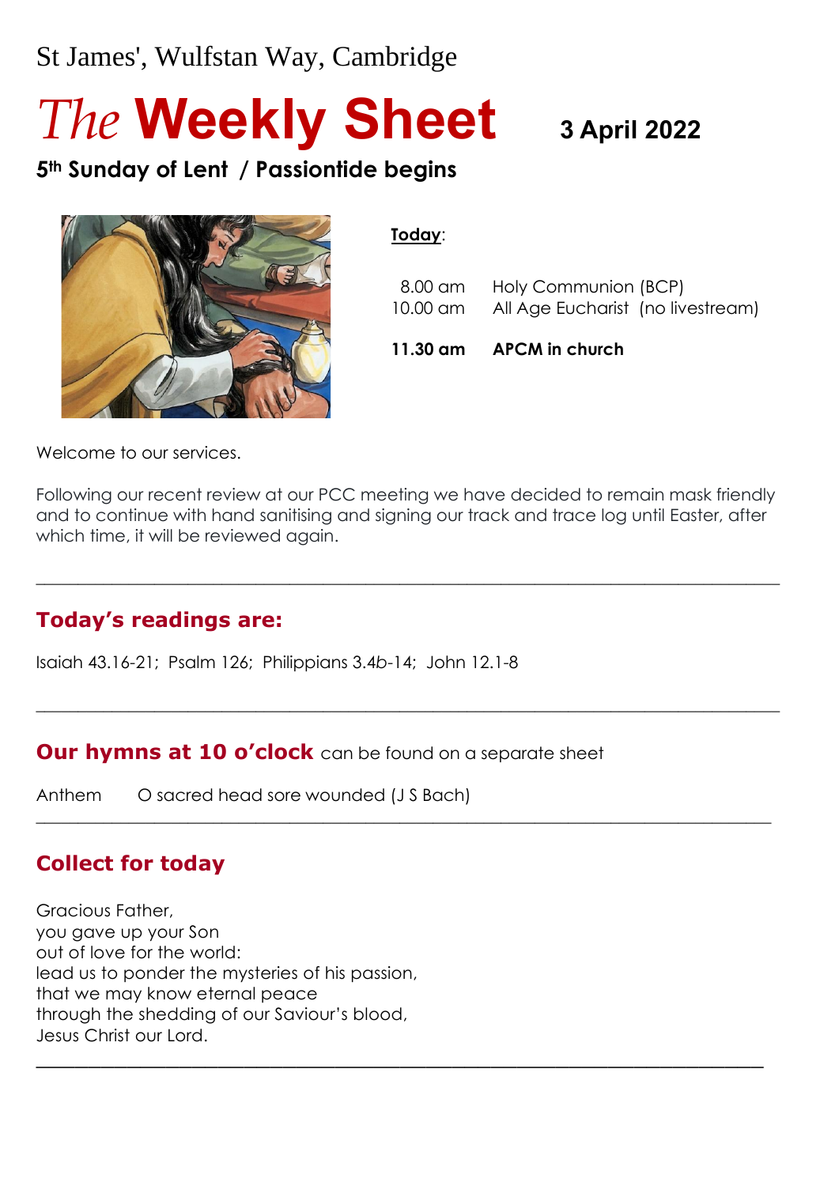St James', Wulfstan Way, Cambridge

# *The* Weekly Sheet **3 April 2022**

## 5th Sunday of Lent / Passiontide begins

**Today**:

| | |
|---|---|
| 8.00 am | Holy Communion (BCP) |
| 10.00 am | All Age Eucharist (no livestream) |
| **11.30 am** | **APCM in church** |

Welcome to our services.

Following our recent review at our PCC meeting we have decided to remain mask friendly and to continue with hand sanitising and signing our track and trace log until Easter, after which time, it will be reviewed again.

---

## Today's readings are:

Isaiah 43.16-21; Psalm 126; Philippians 3.4*b*-14; John 12.1-8

---

## Our hymns at 10 o'clock can be found on a separate sheet

Anthem O sacred head sore wounded (J S Bach)

---

## Collect for today

Gracious Father,
you gave up your Son
out of love for the world:
lead us to ponder the mysteries of his passion,
that we may know eternal peace
through the shedding of our Saviour's blood,
Jesus Christ our Lord.

---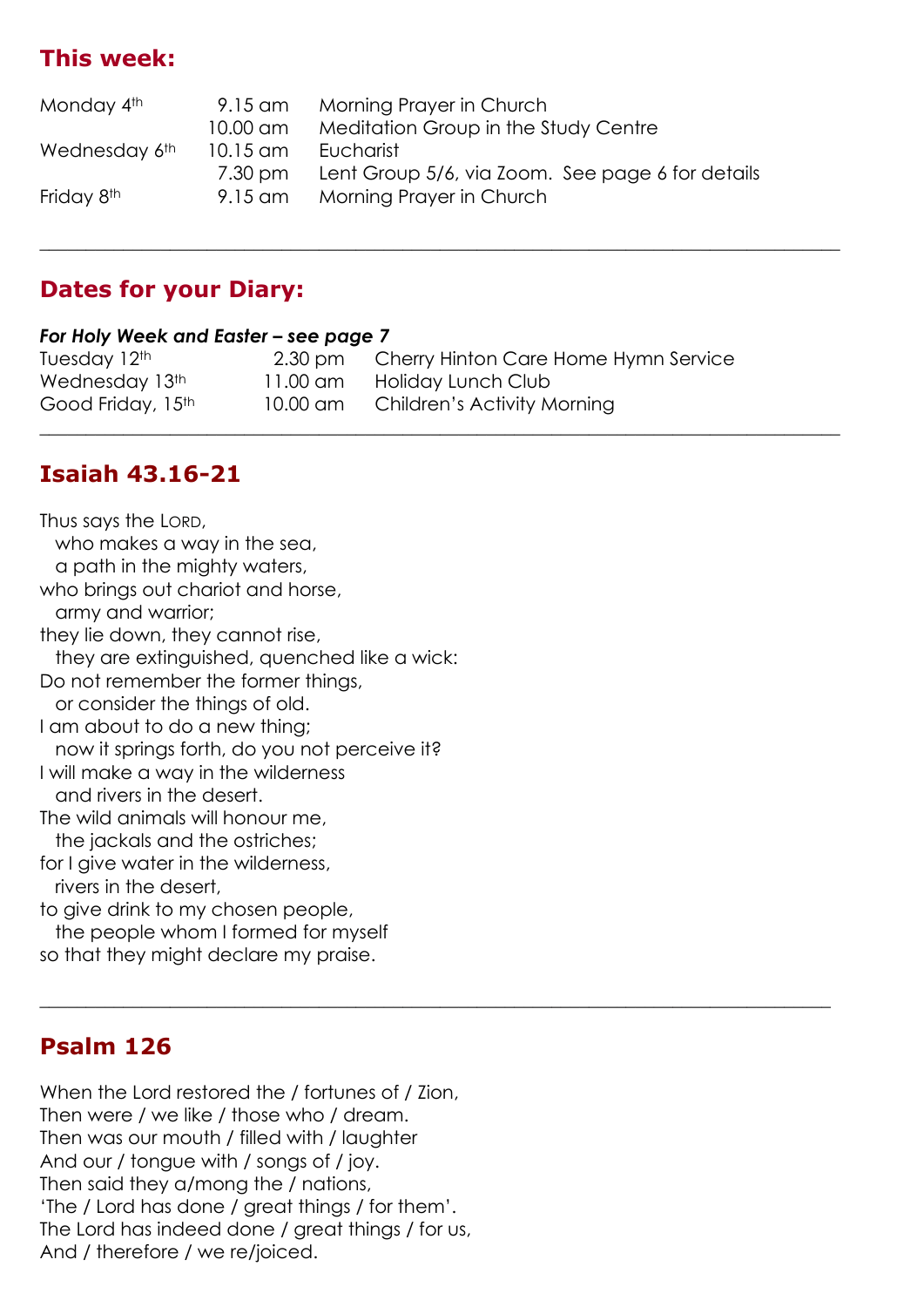## This week:

| | | |
|---|---|---|
| Monday 4th | 9.15 am | Morning Prayer in Church |
| | 10.00 am | Meditation Group in the Study Centre |
| Wednesday 6th | 10.15 am | Eucharist |
| | 7.30 pm | Lent Group 5/6, via Zoom. See page 6 for details |
| Friday 8th | 9.15 am | Morning Prayer in Church |

---

## Dates for your Diary:

***For Holy Week and Easter – see page 7***

| | | |
|---|---|---|
| Tuesday 12th | 2.30 pm | Cherry Hinton Care Home Hymn Service |
| Wednesday 13th | 11.00 am | Holiday Lunch Club |
| Good Friday, 15th | 10.00 am | Children's Activity Morning |

---

## Isaiah 43.16-21

Thus says the LORD,
  who makes a way in the sea,
  a path in the mighty waters,
who brings out chariot and horse,
  army and warrior;
they lie down, they cannot rise,
  they are extinguished, quenched like a wick:
Do not remember the former things,
  or consider the things of old.
I am about to do a new thing;
  now it springs forth, do you not perceive it?
I will make a way in the wilderness
  and rivers in the desert.
The wild animals will honour me,
  the jackals and the ostriches;
for I give water in the wilderness,
  rivers in the desert,
to give drink to my chosen people,
  the people whom I formed for myself
so that they might declare my praise.

---

## Psalm 126

When the Lord restored the / fortunes of / Zion,
Then were / we like / those who / dream.
Then was our mouth / filled with / laughter
And our / tongue with / songs of / joy.
Then said they a/mong the / nations,
'The / Lord has done / great things / for them'.
The Lord has indeed done / great things / for us,
And / therefore / we re/joiced.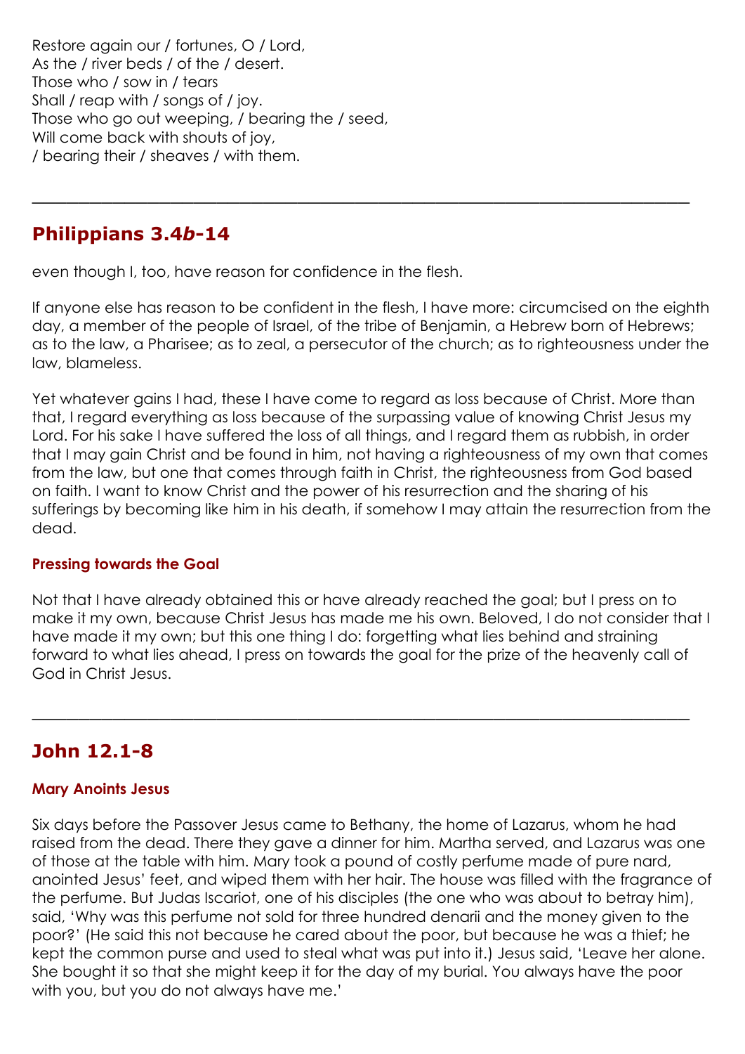Restore again our / fortunes, O / Lord,
As the / river beds / of the / desert.
Those who / sow in / tears
Shall / reap with / songs of / joy.
Those who go out weeping, / bearing the / seed,
Will come back with shouts of joy,
/ bearing their / sheaves / with them.

---

## Philippians 3.4*b*-14

even though I, too, have reason for confidence in the flesh.

If anyone else has reason to be confident in the flesh, I have more: circumcised on the eighth day, a member of the people of Israel, of the tribe of Benjamin, a Hebrew born of Hebrews; as to the law, a Pharisee; as to zeal, a persecutor of the church; as to righteousness under the law, blameless.

Yet whatever gains I had, these I have come to regard as loss because of Christ. More than that, I regard everything as loss because of the surpassing value of knowing Christ Jesus my Lord. For his sake I have suffered the loss of all things, and I regard them as rubbish, in order that I may gain Christ and be found in him, not having a righteousness of my own that comes from the law, but one that comes through faith in Christ, the righteousness from God based on faith. I want to know Christ and the power of his resurrection and the sharing of his sufferings by becoming like him in his death, if somehow I may attain the resurrection from the dead.

### Pressing towards the Goal

Not that I have already obtained this or have already reached the goal; but I press on to make it my own, because Christ Jesus has made me his own. Beloved, I do not consider that I have made it my own; but this one thing I do: forgetting what lies behind and straining forward to what lies ahead, I press on towards the goal for the prize of the heavenly call of God in Christ Jesus.

---

## John 12.1-8

### Mary Anoints Jesus

Six days before the Passover Jesus came to Bethany, the home of Lazarus, whom he had raised from the dead. There they gave a dinner for him. Martha served, and Lazarus was one of those at the table with him. Mary took a pound of costly perfume made of pure nard, anointed Jesus' feet, and wiped them with her hair. The house was filled with the fragrance of the perfume. But Judas Iscariot, one of his disciples (the one who was about to betray him), said, 'Why was this perfume not sold for three hundred denarii and the money given to the poor?' (He said this not because he cared about the poor, but because he was a thief; he kept the common purse and used to steal what was put into it.) Jesus said, 'Leave her alone. She bought it so that she might keep it for the day of my burial. You always have the poor with you, but you do not always have me.'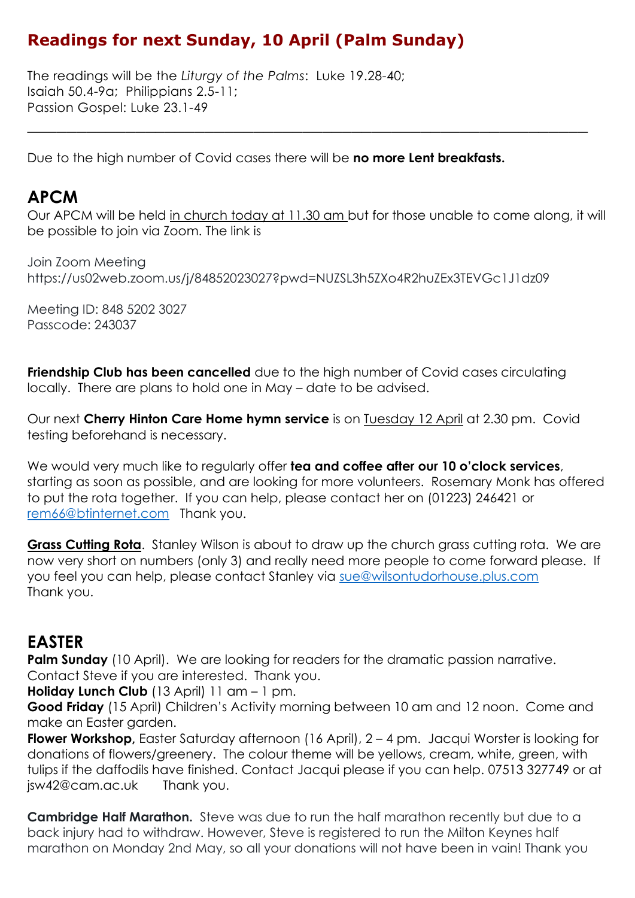## Readings for next Sunday, 10 April (Palm Sunday)

The readings will be the *Liturgy of the Palms*: Luke 19.28-40;
Isaiah 50.4-9a; Philippians 2.5-11;
Passion Gospel: Luke 23.1-49

---

Due to the high number of Covid cases there will be **no more Lent breakfasts.**

## APCM

Our APCM will be held in church today at 11.30 am but for those unable to come along, it will be possible to join via Zoom. The link is

Join Zoom Meeting
https://us02web.zoom.us/j/84852023027?pwd=NUZSL3h5ZXo4R2huZEx3TEVGc1J1dz09

Meeting ID: 848 5202 3027
Passcode: 243037

**Friendship Club has been cancelled** due to the high number of Covid cases circulating locally. There are plans to hold one in May – date to be advised.

Our next **Cherry Hinton Care Home hymn service** is on Tuesday 12 April at 2.30 pm. Covid testing beforehand is necessary.

We would very much like to regularly offer **tea and coffee after our 10 o'clock services**, starting as soon as possible, and are looking for more volunteers. Rosemary Monk has offered to put the rota together. If you can help, please contact her on (01223) 246421 or rem66@btinternet.com Thank you.

**Grass Cutting Rota**. Stanley Wilson is about to draw up the church grass cutting rota. We are now very short on numbers (only 3) and really need more people to come forward please. If you feel you can help, please contact Stanley via sue@wilsontudorhouse.plus.com
Thank you.

## EASTER

**Palm Sunday** (10 April). We are looking for readers for the dramatic passion narrative. Contact Steve if you are interested. Thank you.
**Holiday Lunch Club** (13 April) 11 am – 1 pm.
**Good Friday** (15 April) Children's Activity morning between 10 am and 12 noon. Come and make an Easter garden.
**Flower Workshop,** Easter Saturday afternoon (16 April), 2 – 4 pm. Jacqui Worster is looking for donations of flowers/greenery. The colour theme will be yellows, cream, white, green, with tulips if the daffodils have finished. Contact Jacqui please if you can help. 07513 327749 or at jsw42@cam.ac.uk Thank you.

**Cambridge Half Marathon.** Steve was due to run the half marathon recently but due to a back injury had to withdraw. However, Steve is registered to run the Milton Keynes half marathon on Monday 2nd May, so all your donations will not have been in vain! Thank you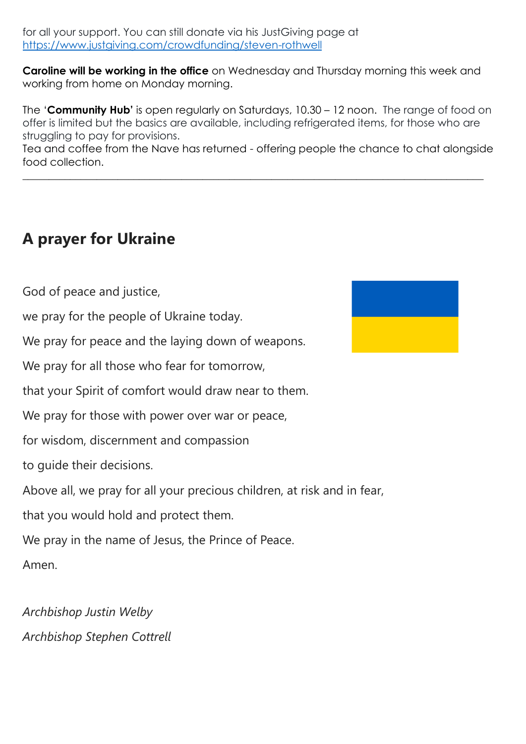for all your support. You can still donate via his JustGiving page at [https://www.justgiving.com/crowdfunding/steven-rothwell](https://www.justgiving.com/crowdfunding/steven-rothwell)

**Caroline will be working in the office** on Wednesday and Thursday morning this week and working from home on Monday morning.

The '**Community Hub'** is open regularly on Saturdays, 10.30 – 12 noon. The range of food on offer is limited but the basics are available, including refrigerated items, for those who are struggling to pay for provisions.
Tea and coffee from the Nave has returned - offering people the chance to chat alongside food collection.

---

## A prayer for Ukraine

God of peace and justice,

we pray for the people of Ukraine today.

We pray for peace and the laying down of weapons.

We pray for all those who fear for tomorrow,

that your Spirit of comfort would draw near to them.

We pray for those with power over war or peace,

for wisdom, discernment and compassion

to guide their decisions.

Above all, we pray for all your precious children, at risk and in fear,

that you would hold and protect them.

We pray in the name of Jesus, the Prince of Peace.

Amen.

*Archbishop Justin Welby*

*Archbishop Stephen Cottrell*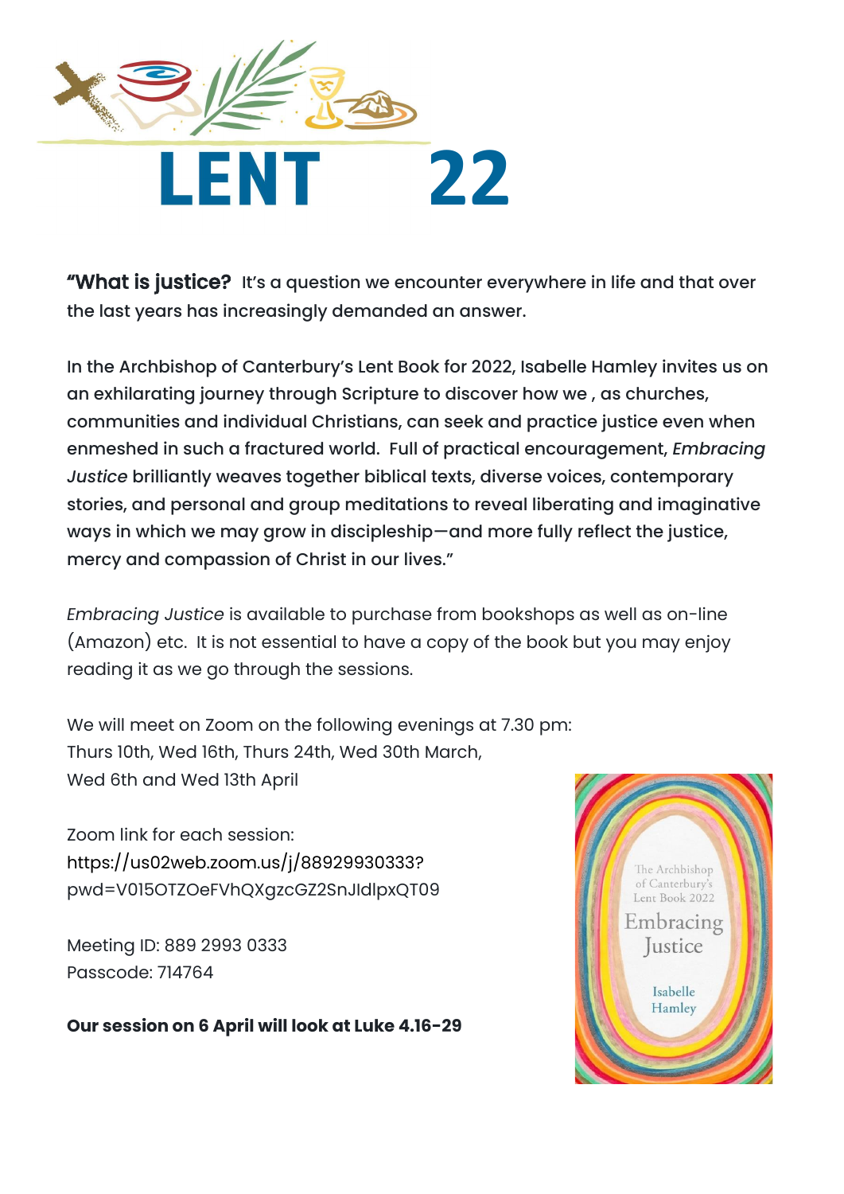# LENT 22

**"What is justice?** It's a question we encounter everywhere in life and that over the last years has increasingly demanded an answer.

In the Archbishop of Canterbury's Lent Book for 2022, Isabelle Hamley invites us on an exhilarating journey through Scripture to discover how we , as churches, communities and individual Christians, can seek and practice justice even when enmeshed in such a fractured world. Full of practical encouragement, *Embracing Justice* brilliantly weaves together biblical texts, diverse voices, contemporary stories, and personal and group meditations to reveal liberating and imaginative ways in which we may grow in discipleship—and more fully reflect the justice, mercy and compassion of Christ in our lives."

*Embracing Justice* is available to purchase from bookshops as well as on-line (Amazon) etc. It is not essential to have a copy of the book but you may enjoy reading it as we go through the sessions.

We will meet on Zoom on the following evenings at 7.30 pm:
Thurs 10th, Wed 16th, Thurs 24th, Wed 30th March,
Wed 6th and Wed 13th April

Zoom link for each session:
https://us02web.zoom.us/j/88929930333?pwd=V015OTZOeFVhQXgzcGZ2SnJIdlpxQT09

Meeting ID: 889 2993 0333
Passcode: 714764

**Our session on 6 April will look at Luke 4.16-29**

The Archbishop of Canterbury's Lent Book 2022
Embracing Justice
Isabelle Hamley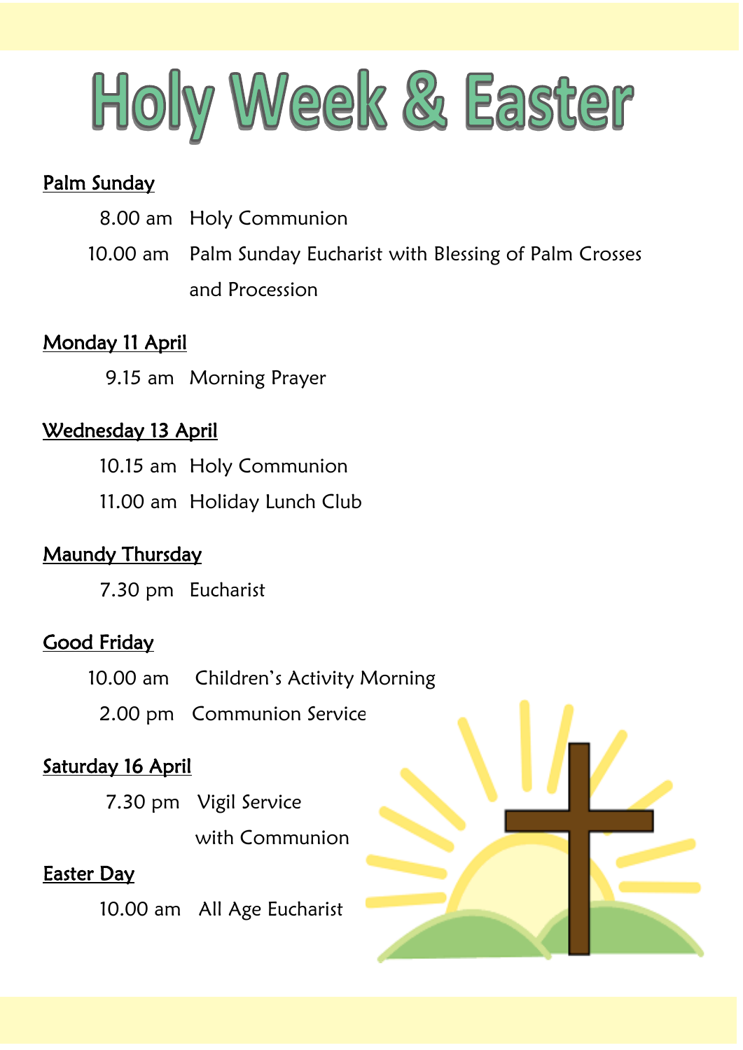# Holy Week & Easter

**Palm Sunday**

8.00 am Holy Communion

10.00 am Palm Sunday Eucharist with Blessing of Palm Crosses and Procession

**Monday 11 April**

9.15 am Morning Prayer

**Wednesday 13 April**

10.15 am Holy Communion

11.00 am Holiday Lunch Club

**Maundy Thursday**

7.30 pm Eucharist

**Good Friday**

10.00 am Children's Activity Morning

2.00 pm Communion Service

**Saturday 16 April**

7.30 pm Vigil Service with Communion

**Easter Day**

10.00 am All Age Eucharist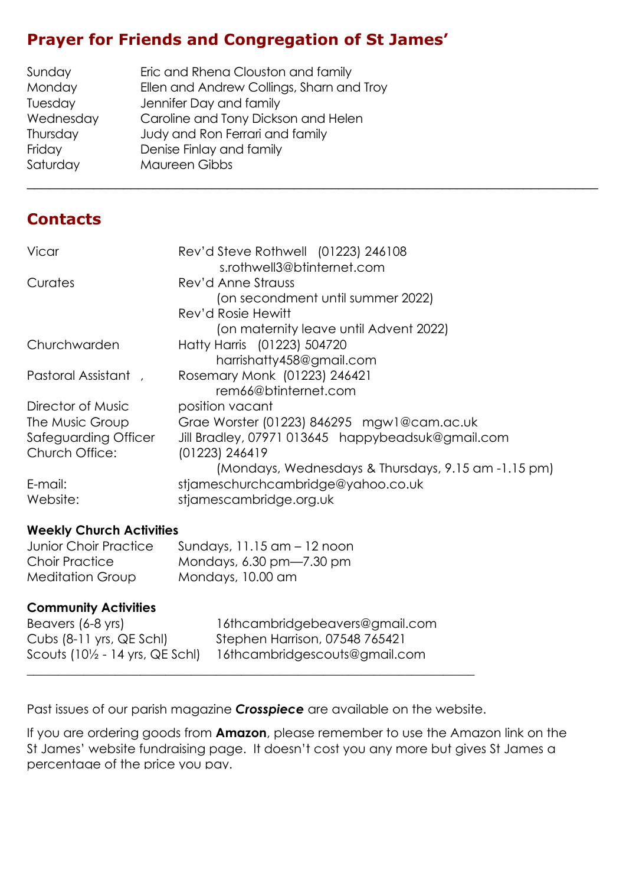## Prayer for Friends and Congregation of St James'

| | |
|---|---|
| Sunday | Eric and Rhena Clouston and family |
| Monday | Ellen and Andrew Collings, Sharn and Troy |
| Tuesday | Jennifer Day and family |
| Wednesday | Caroline and Tony Dickson and Helen |
| Thursday | Judy and Ron Ferrari and family |
| Friday | Denise Finlay and family |
| Saturday | Maureen Gibbs |

---

## Contacts

| | |
|---|---|
| Vicar | Rev'd Steve Rothwell (01223) 246108 s.rothwell3@btinternet.com |
| Curates | Rev'd Anne Strauss (on secondment until summer 2022) |
| | Rev'd Rosie Hewitt (on maternity leave until Advent 2022) |
| Churchwarden | Hatty Harris (01223) 504720 harrishatty458@gmail.com |
| Pastoral Assistant , | Rosemary Monk (01223) 246421 rem66@btinternet.com |
| Director of Music | position vacant |
| The Music Group | Grae Worster (01223) 846295 mgw1@cam.ac.uk |
| Safeguarding Officer | Jill Bradley, 07971 013645 happybeadsuk@gmail.com |
| Church Office: | (01223) 246419 (Mondays, Wednesdays & Thursdays, 9.15 am -1.15 pm) |
| E-mail: | stjameschurchcambridge@yahoo.co.uk |
| Website: | stjamescambridge.org.uk |

### Weekly Church Activities

| | |
|---|---|
| Junior Choir Practice | Sundays, 11.15 am – 12 noon |
| Choir Practice | Mondays, 6.30 pm—7.30 pm |
| Meditation Group | Mondays, 10.00 am |

### Community Activities

| | |
|---|---|
| Beavers (6-8 yrs) | 16thcambridgebeavers@gmail.com |
| Cubs (8-11 yrs, QE Schl) | Stephen Harrison, 07548 765421 |
| Scouts (10½ - 14 yrs, QE Schl) | 16thcambridgescouts@gmail.com |

---

Past issues of our parish magazine ***Crosspiece*** are available on the website.

If you are ordering goods from **Amazon**, please remember to use the Amazon link on the St James' website fundraising page. It doesn't cost you any more but gives St James a percentage of the price you pay.